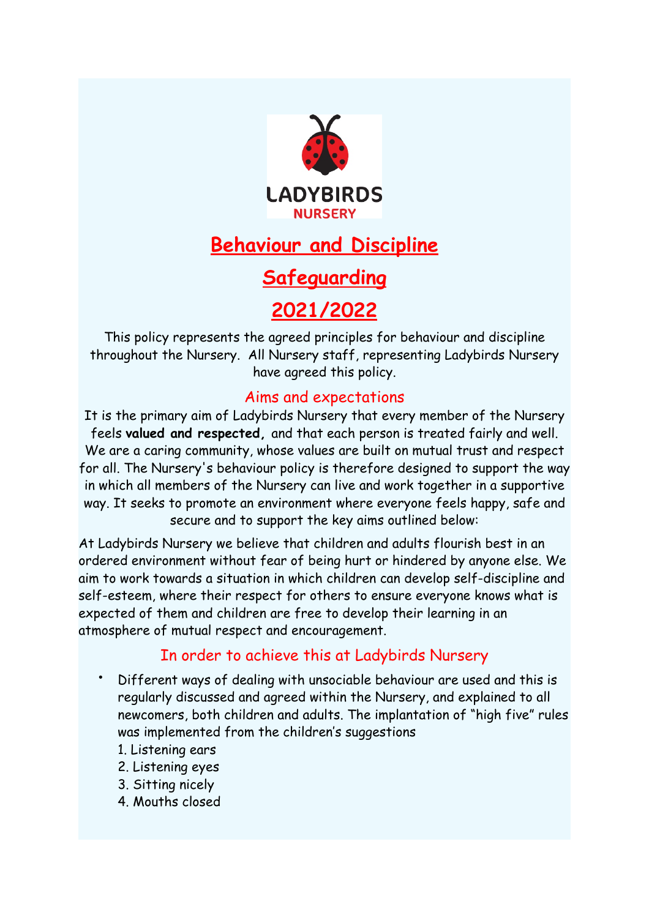LADYBIRDS
NURSERY

# Behaviour and Discipline

# Safeguarding

# 2021/2022

This policy represents the agreed principles for behaviour and discipline throughout the Nursery. All Nursery staff, representing Ladybirds Nursery have agreed this policy.

## Aims and expectations

It is the primary aim of Ladybirds Nursery that every member of the Nursery feels **valued and respected,** and that each person is treated fairly and well. We are a caring community, whose values are built on mutual trust and respect for all. The Nursery's behaviour policy is therefore designed to support the way in which all members of the Nursery can live and work together in a supportive way. It seeks to promote an environment where everyone feels happy, safe and secure and to support the key aims outlined below:

At Ladybirds Nursery we believe that children and adults flourish best in an ordered environment without fear of being hurt or hindered by anyone else. We aim to work towards a situation in which children can develop self-discipline and self-esteem, where their respect for others to ensure everyone knows what is expected of them and children are free to develop their learning in an atmosphere of mutual respect and encouragement.

## In order to achieve this at Ladybirds Nursery

- Different ways of dealing with unsociable behaviour are used and this is regularly discussed and agreed within the Nursery, and explained to all newcomers, both children and adults. The implantation of "high five" rules was implemented from the children's suggestions
  1. Listening ears
  2. Listening eyes
  3. Sitting nicely
  4. Mouths closed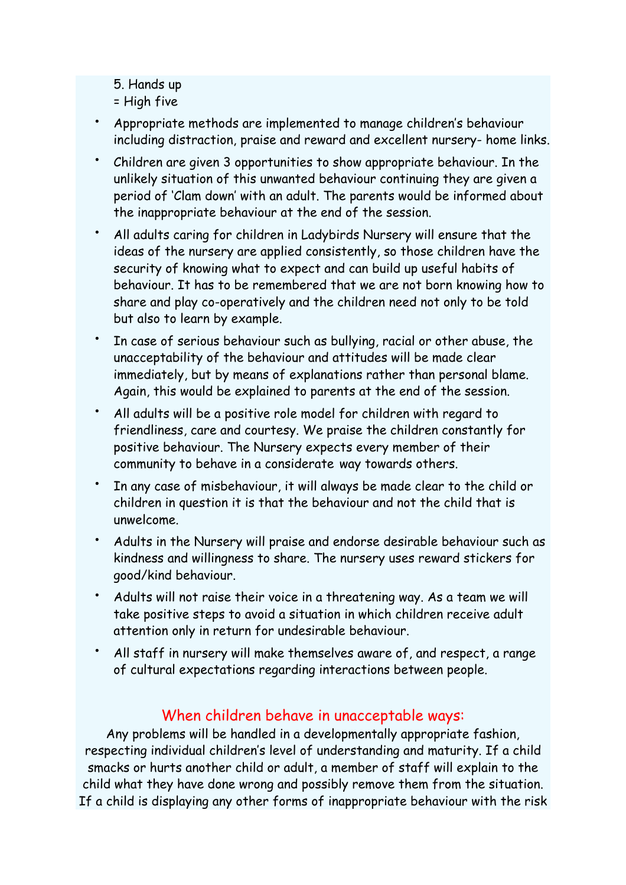5. Hands up
= High five

- Appropriate methods are implemented to manage children's behaviour including distraction, praise and reward and excellent nursery- home links.
- Children are given 3 opportunities to show appropriate behaviour. In the unlikely situation of this unwanted behaviour continuing they are given a period of 'Clam down' with an adult. The parents would be informed about the inappropriate behaviour at the end of the session.
- All adults caring for children in Ladybirds Nursery will ensure that the ideas of the nursery are applied consistently, so those children have the security of knowing what to expect and can build up useful habits of behaviour. It has to be remembered that we are not born knowing how to share and play co-operatively and the children need not only to be told but also to learn by example.
- In case of serious behaviour such as bullying, racial or other abuse, the unacceptability of the behaviour and attitudes will be made clear immediately, but by means of explanations rather than personal blame. Again, this would be explained to parents at the end of the session.
- All adults will be a positive role model for children with regard to friendliness, care and courtesy. We praise the children constantly for positive behaviour. The Nursery expects every member of their community to behave in a considerate way towards others.
- In any case of misbehaviour, it will always be made clear to the child or children in question it is that the behaviour and not the child that is unwelcome.
- Adults in the Nursery will praise and endorse desirable behaviour such as kindness and willingness to share. The nursery uses reward stickers for good/kind behaviour.
- Adults will not raise their voice in a threatening way. As a team we will take positive steps to avoid a situation in which children receive adult attention only in return for undesirable behaviour.
- All staff in nursery will make themselves aware of, and respect, a range of cultural expectations regarding interactions between people.

## When children behave in unacceptable ways:

Any problems will be handled in a developmentally appropriate fashion, respecting individual children's level of understanding and maturity. If a child smacks or hurts another child or adult, a member of staff will explain to the child what they have done wrong and possibly remove them from the situation. If a child is displaying any other forms of inappropriate behaviour with the risk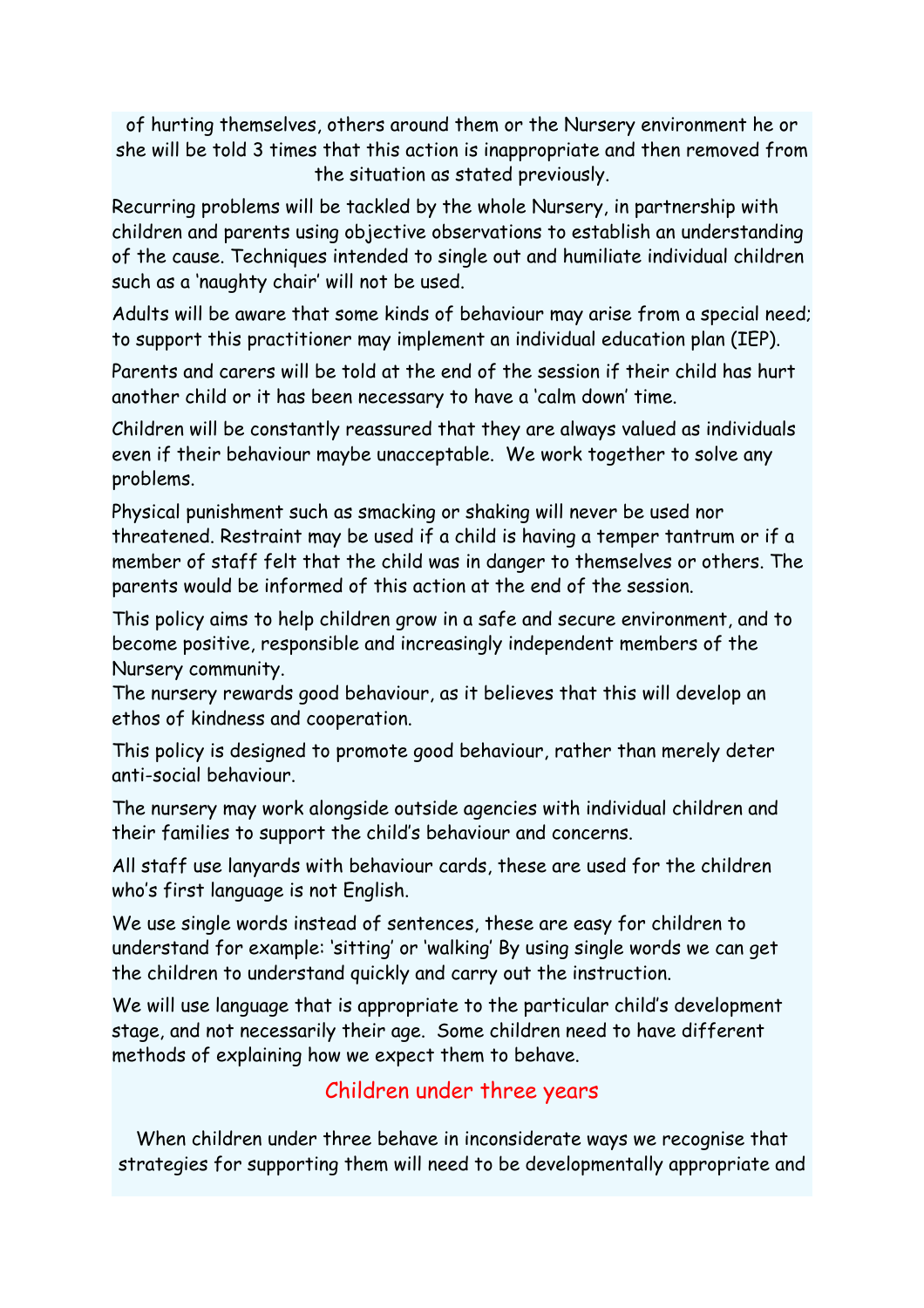of hurting themselves, others around them or the Nursery environment he or she will be told 3 times that this action is inappropriate and then removed from the situation as stated previously.

Recurring problems will be tackled by the whole Nursery, in partnership with children and parents using objective observations to establish an understanding of the cause. Techniques intended to single out and humiliate individual children such as a 'naughty chair' will not be used.

Adults will be aware that some kinds of behaviour may arise from a special need; to support this practitioner may implement an individual education plan (IEP).

Parents and carers will be told at the end of the session if their child has hurt another child or it has been necessary to have a 'calm down' time.

Children will be constantly reassured that they are always valued as individuals even if their behaviour maybe unacceptable. We work together to solve any problems.

Physical punishment such as smacking or shaking will never be used nor threatened. Restraint may be used if a child is having a temper tantrum or if a member of staff felt that the child was in danger to themselves or others. The parents would be informed of this action at the end of the session.

This policy aims to help children grow in a safe and secure environment, and to become positive, responsible and increasingly independent members of the Nursery community.
The nursery rewards good behaviour, as it believes that this will develop an ethos of kindness and cooperation.

This policy is designed to promote good behaviour, rather than merely deter anti-social behaviour.

The nursery may work alongside outside agencies with individual children and their families to support the child's behaviour and concerns.

All staff use lanyards with behaviour cards, these are used for the children who's first language is not English.

We use single words instead of sentences, these are easy for children to understand for example: 'sitting' or 'walking' By using single words we can get the children to understand quickly and carry out the instruction.

We will use language that is appropriate to the particular child's development stage, and not necessarily their age. Some children need to have different methods of explaining how we expect them to behave.

## Children under three years

When children under three behave in inconsiderate ways we recognise that strategies for supporting them will need to be developmentally appropriate and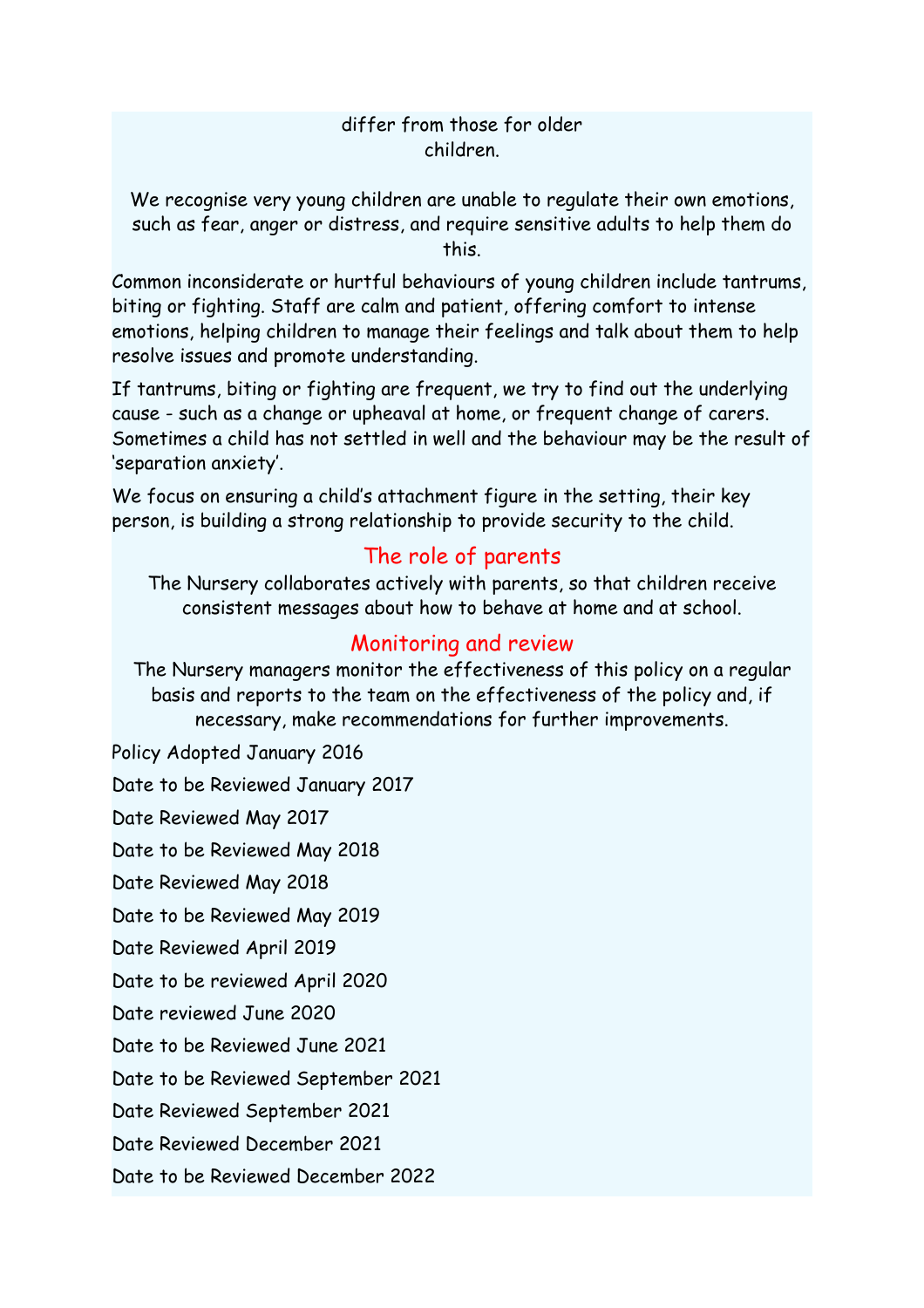differ from those for older children.

We recognise very young children are unable to regulate their own emotions, such as fear, anger or distress, and require sensitive adults to help them do this.

Common inconsiderate or hurtful behaviours of young children include tantrums, biting or fighting. Staff are calm and patient, offering comfort to intense emotions, helping children to manage their feelings and talk about them to help resolve issues and promote understanding.

If tantrums, biting or fighting are frequent, we try to find out the underlying cause - such as a change or upheaval at home, or frequent change of carers. Sometimes a child has not settled in well and the behaviour may be the result of 'separation anxiety'.

We focus on ensuring a child's attachment figure in the setting, their key person, is building a strong relationship to provide security to the child.

## The role of parents

The Nursery collaborates actively with parents, so that children receive consistent messages about how to behave at home and at school.

## Monitoring and review

The Nursery managers monitor the effectiveness of this policy on a regular basis and reports to the team on the effectiveness of the policy and, if necessary, make recommendations for further improvements.

Policy Adopted January 2016

Date to be Reviewed January 2017

Date Reviewed May 2017

Date to be Reviewed May 2018

Date Reviewed May 2018

Date to be Reviewed May 2019

Date Reviewed April 2019

Date to be reviewed April 2020

Date reviewed June 2020

Date to be Reviewed June 2021

Date to be Reviewed September 2021

Date Reviewed September 2021

Date Reviewed December 2021

Date to be Reviewed December 2022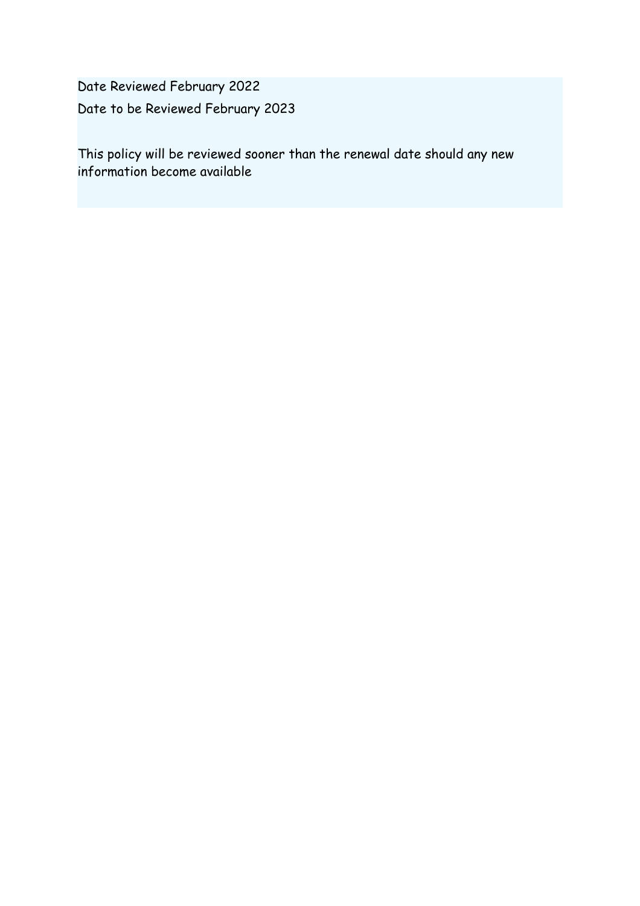Date Reviewed February 2022

Date to be Reviewed February 2023

This policy will be reviewed sooner than the renewal date should any new information become available